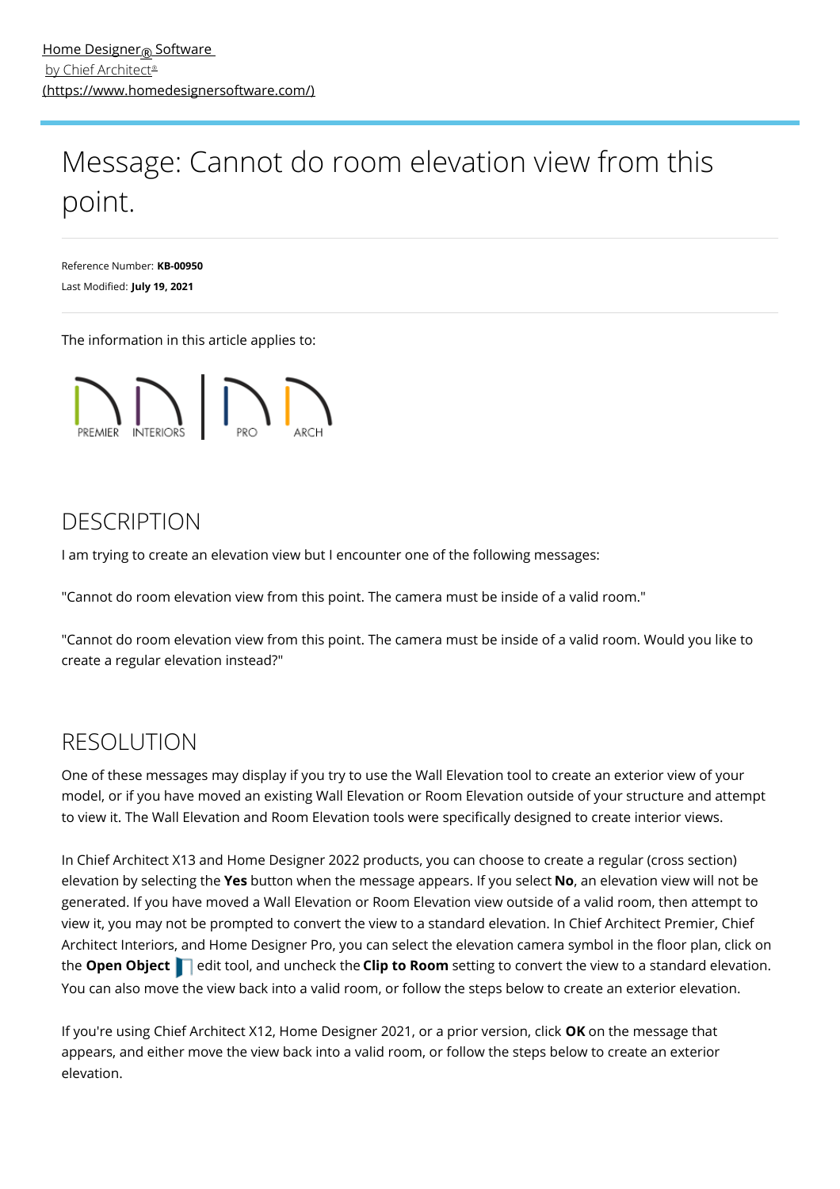[Home Designer® Software by Chief Architect® (https://www.homedesignersoftware.com/)](https://www.homedesignersoftware.com/)

# Message: Cannot do room elevation view from this point.

Reference Number: **KB-00950**
Last Modified: **July 19, 2021**

The information in this article applies to:

PREMIER INTERIORS | PRO ARCH

## DESCRIPTION

I am trying to create an elevation view but I encounter one of the following messages:

"Cannot do room elevation view from this point. The camera must be inside of a valid room."

"Cannot do room elevation view from this point. The camera must be inside of a valid room. Would you like to create a regular elevation instead?"

## RESOLUTION

One of these messages may display if you try to use the Wall Elevation tool to create an exterior view of your model, or if you have moved an existing Wall Elevation or Room Elevation outside of your structure and attempt to view it. The Wall Elevation and Room Elevation tools were specifically designed to create interior views.

In Chief Architect X13 and Home Designer 2022 products, you can choose to create a regular (cross section) elevation by selecting the **Yes** button when the message appears. If you select **No**, an elevation view will not be generated. If you have moved a Wall Elevation or Room Elevation view outside of a valid room, then attempt to view it, you may not be prompted to convert the view to a standard elevation. In Chief Architect Premier, Chief Architect Interiors, and Home Designer Pro, you can select the elevation camera symbol in the floor plan, click on the **Open Object** edit tool, and uncheck the **Clip to Room** setting to convert the view to a standard elevation. You can also move the view back into a valid room, or follow the steps below to create an exterior elevation.

If you're using Chief Architect X12, Home Designer 2021, or a prior version, click **OK** on the message that appears, and either move the view back into a valid room, or follow the steps below to create an exterior elevation.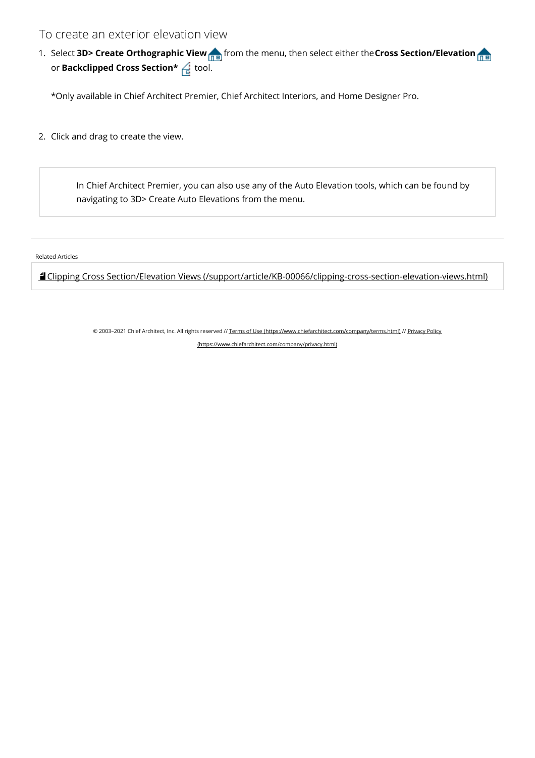## To create an exterior elevation view

1. Select **3D> Create Orthographic View** from the menu, then select either the **Cross Section/Elevation** or **Backclipped Cross Section*** tool.

   *Only available in Chief Architect Premier, Chief Architect Interiors, and Home Designer Pro.

2. Click and drag to create the view.

> In Chief Architect Premier, you can also use any of the Auto Elevation tools, which can be found by navigating to 3D> Create Auto Elevations from the menu.

Related Articles

[Clipping Cross Section/Elevation Views (/support/article/KB-00066/clipping-cross-section-elevation-views.html)](/support/article/KB-00066/clipping-cross-section-elevation-views.html)

© 2003–2021 Chief Architect, Inc. All rights reserved // [Terms of Use (https://www.chiefarchitect.com/company/terms.html)](https://www.chiefarchitect.com/company/terms.html) // [Privacy Policy (https://www.chiefarchitect.com/company/privacy.html)](https://www.chiefarchitect.com/company/privacy.html)